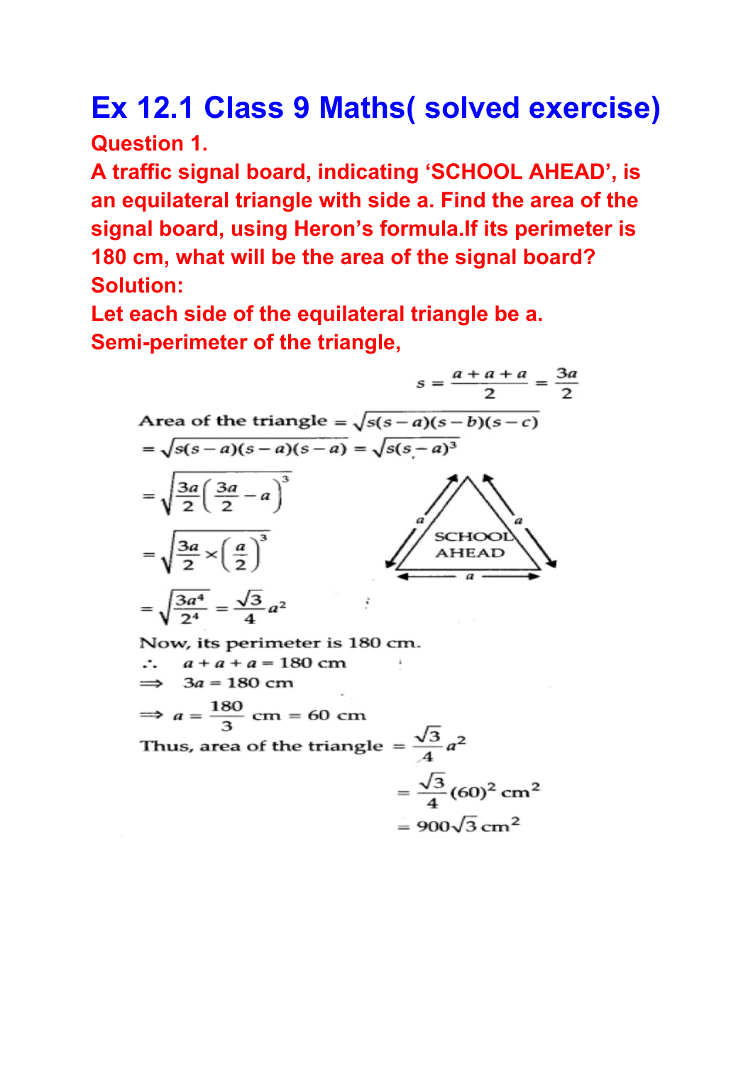# Ex 12.1 Class 9 Maths( solved exercise)

**Question 1.**

**A traffic signal board, indicating 'SCHOOL AHEAD', is an equilateral triangle with side a. Find the area of the signal board, using Heron's formula.If its perimeter is 180 cm, what will be the area of the signal board?**

**Solution:**

**Let each side of the equilateral triangle be a.**

**Semi-perimeter of the triangle,**

$$s = \frac{a+a+a}{2} = \frac{3a}{2}$$

Area of the triangle $= \sqrt{s(s-a)(s-b)(s-c)}$

$= \sqrt{s(s-a)(s-a)(s-a)} = \sqrt{s(s-a)^3}$

$= \sqrt{\frac{3a}{2}\left(\frac{3a}{2}-a\right)^3}$

$= \sqrt{\frac{3a}{2} \times \left(\frac{a}{2}\right)^3}$

$= \sqrt{\frac{3a^4}{2^4}} = \frac{\sqrt{3}}{4}a^2$

SCHOOL AHEAD

Now, its perimeter is 180 cm.

$\therefore \quad a + a + a = 180$ cm

$\Rightarrow \quad 3a = 180$ cm

$\Rightarrow a = \frac{180}{3}$ cm $= 60$ cm

Thus, area of the triangle $= \frac{\sqrt{3}}{4}a^2$

$= \frac{\sqrt{3}}{4}(60)^2 \text{ cm}^2$

$= 900\sqrt{3} \text{ cm}^2$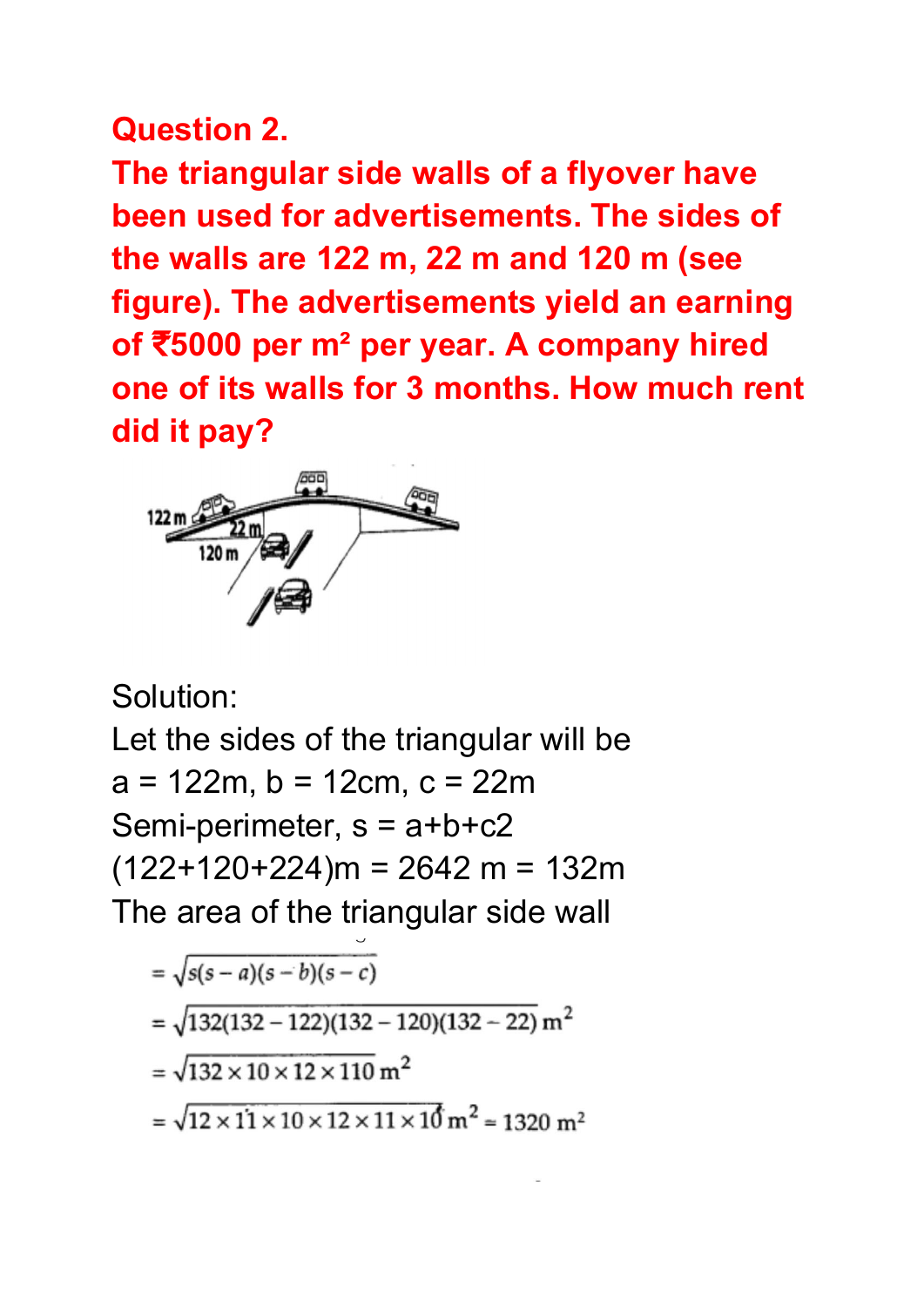**Question 2.**

**The triangular side walls of a flyover have been used for advertisements. The sides of the walls are 122 m, 22 m and 120 m (see figure). The advertisements yield an earning of ₹5000 per m² per year. A company hired one of its walls for 3 months. How much rent did it pay?**

Solution:

Let the sides of the triangular will be

a = 122m, b = 12cm, c = 22m

Semi-perimeter, s = a+b+c2

(122+120+224)m = 2642 m = 132m

The area of the triangular side wall

$$= \sqrt{s(s-a)(s-b)(s-c)}$$

$$= \sqrt{132(132-122)(132-120)(132-22)}\ \text{m}^2$$

$$= \sqrt{132 \times 10 \times 12 \times 110}\ \text{m}^2$$

$$= \sqrt{12 \times 11 \times 10 \times 12 \times 11 \times 10}\ \text{m}^2 = 1320\ \text{m}^2$$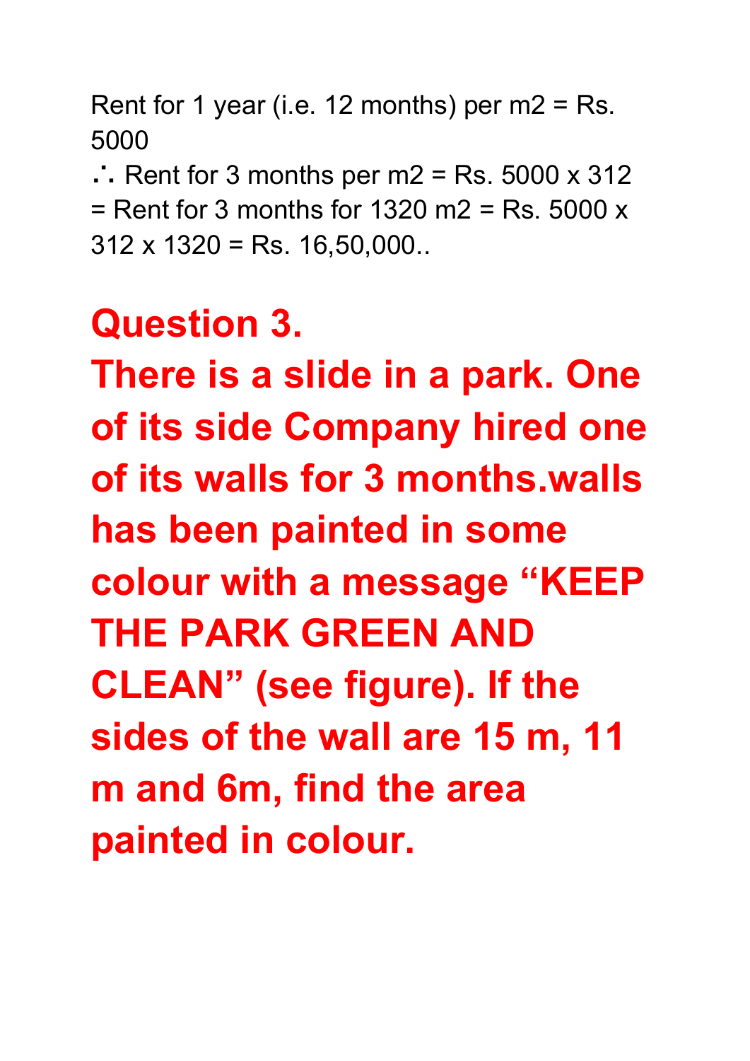Rent for 1 year (i.e. 12 months) per m2 = Rs. 5000

∴ Rent for 3 months per m2 = Rs. 5000 x 312 = Rent for 3 months for 1320 m2 = Rs. 5000 x 312 x 1320 = Rs. 16,50,000..

## Question 3.

## There is a slide in a park. One of its side Company hired one of its walls for 3 months.walls has been painted in some colour with a message "KEEP THE PARK GREEN AND CLEAN" (see figure). If the sides of the wall are 15 m, 11 m and 6m, find the area painted in colour.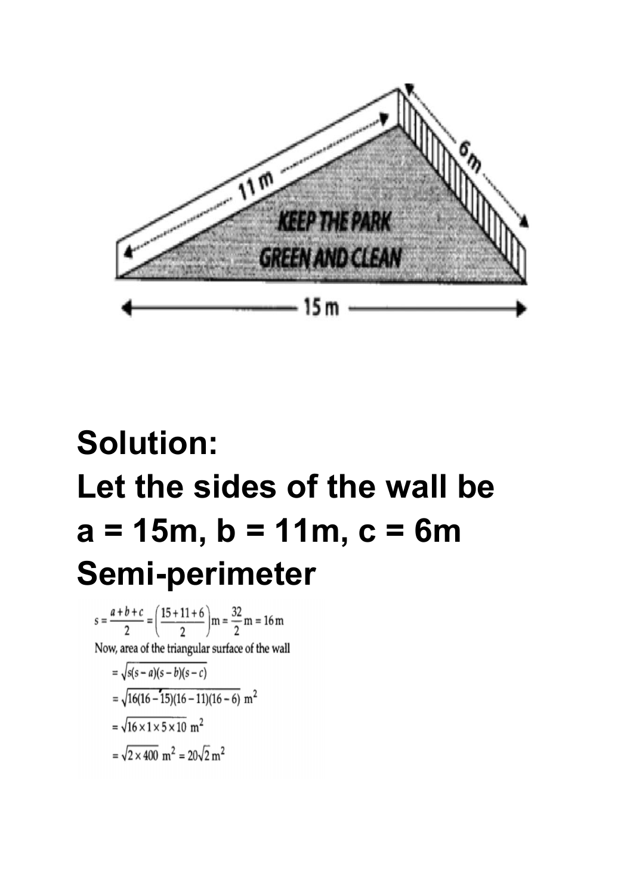11 m

6m

KEEP THE PARK GREEN AND CLEAN

15 m

**Solution:**

**Let the sides of the wall be**

**a = 15m, b = 11m, c = 6m**

**Semi-perimeter**

$$s = \frac{a+b+c}{2} = \left(\frac{15+11+6}{2}\right)\text{m} = \frac{32}{2}\text{ m} = 16\text{ m}$$

Now, area of the triangular surface of the wall

$$= \sqrt{s(s-a)(s-b)(s-c)}$$

$$= \sqrt{16(16-15)(16-11)(16-6)}\ \text{m}^2$$

$$= \sqrt{16 \times 1 \times 5 \times 10}\ \text{m}^2$$

$$= \sqrt{2 \times 400}\ \text{m}^2 = 20\sqrt{2}\ \text{m}^2$$